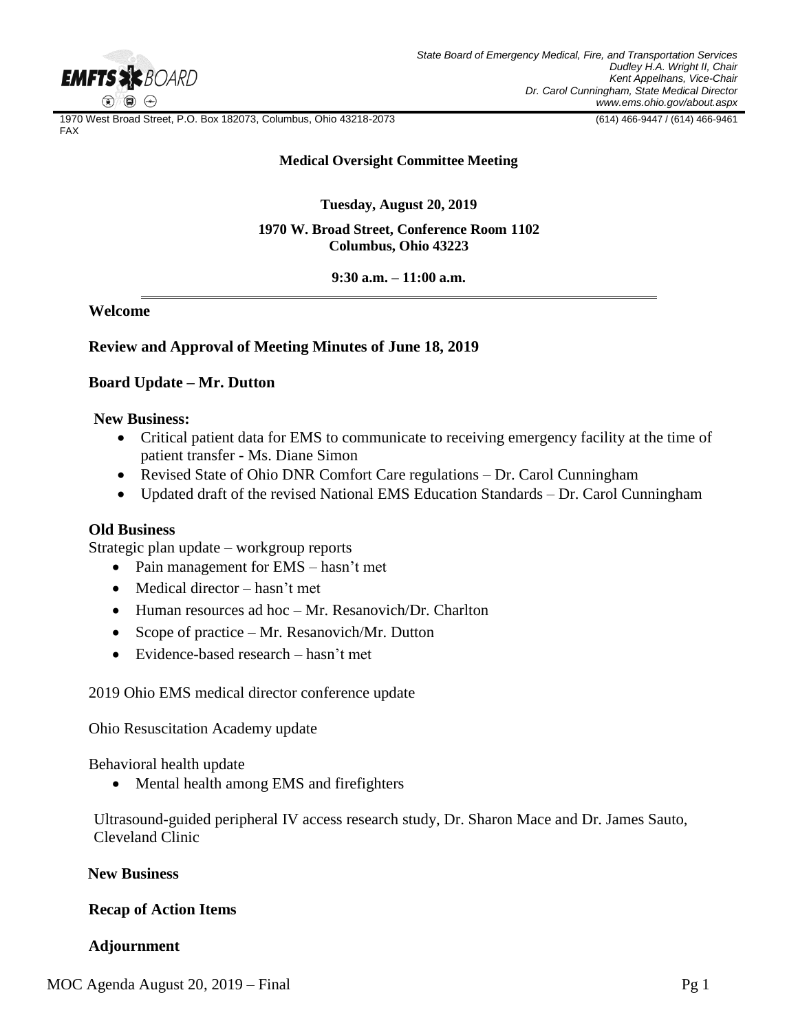State Board of Emergency Medical, Fire, and Transportation Services
Dudley H.A. Wright II, Chair
Kent Appelhans, Vice-Chair
Dr. Carol Cunningham, State Medical Director
www.ems.ohio.gov/about.aspx

1970 West Broad Street, P.O. Box 182073, Columbus, Ohio 43218-2073 (614) 466-9447 / (614) 466-9461 FAX

**Medical Oversight Committee Meeting**

**Tuesday, August 20, 2019**

**1970 W. Broad Street, Conference Room 1102**
**Columbus, Ohio 43223**

**9:30 a.m. – 11:00 a.m.**

---

**Welcome**

**Review and Approval of Meeting Minutes of June 18, 2019**

**Board Update – Mr. Dutton**

**New Business:**

- Critical patient data for EMS to communicate to receiving emergency facility at the time of patient transfer - Ms. Diane Simon
- Revised State of Ohio DNR Comfort Care regulations – Dr. Carol Cunningham
- Updated draft of the revised National EMS Education Standards – Dr. Carol Cunningham

**Old Business**

Strategic plan update – workgroup reports

- Pain management for EMS – hasn't met
- Medical director – hasn't met
- Human resources ad hoc – Mr. Resanovich/Dr. Charlton
- Scope of practice – Mr. Resanovich/Mr. Dutton
- Evidence-based research – hasn't met

2019 Ohio EMS medical director conference update

Ohio Resuscitation Academy update

Behavioral health update

- Mental health among EMS and firefighters

Ultrasound-guided peripheral IV access research study, Dr. Sharon Mace and Dr. James Sauto, Cleveland Clinic

**New Business**

**Recap of Action Items**

**Adjournment**

MOC Agenda August 20, 2019 – Final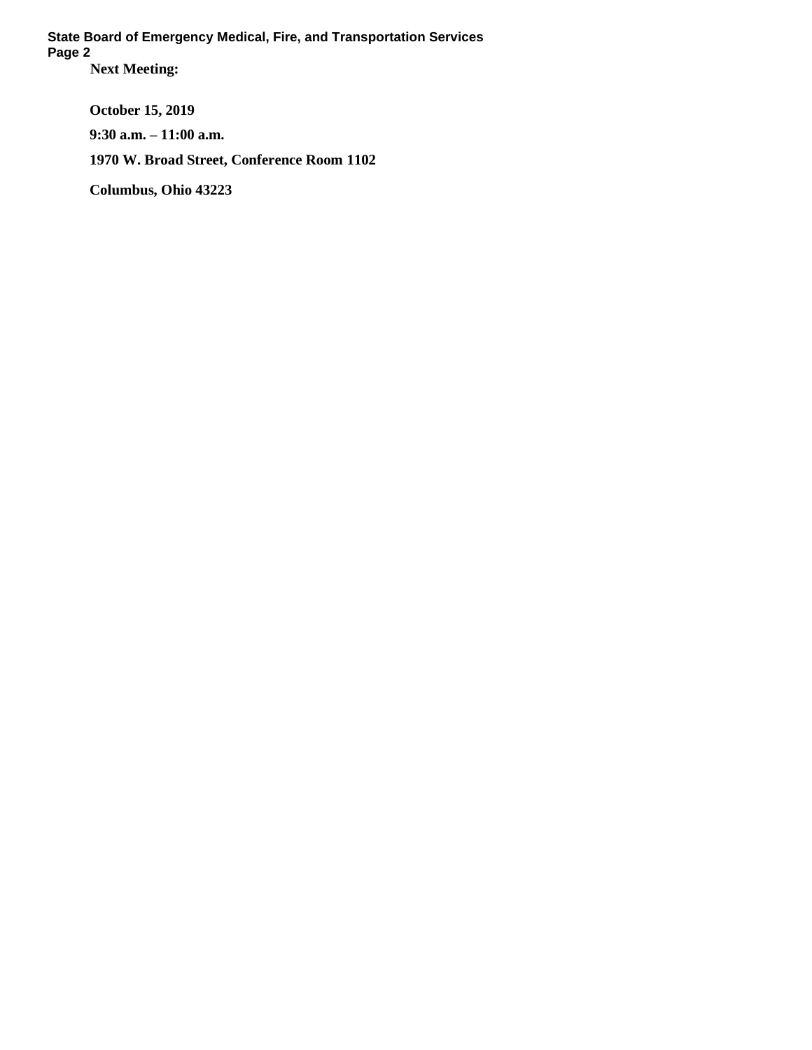**Next Meeting:**

**October 15, 2019**

**9:30 a.m. – 11:00 a.m.**

**1970 W. Broad Street, Conference Room 1102**

**Columbus, Ohio 43223**